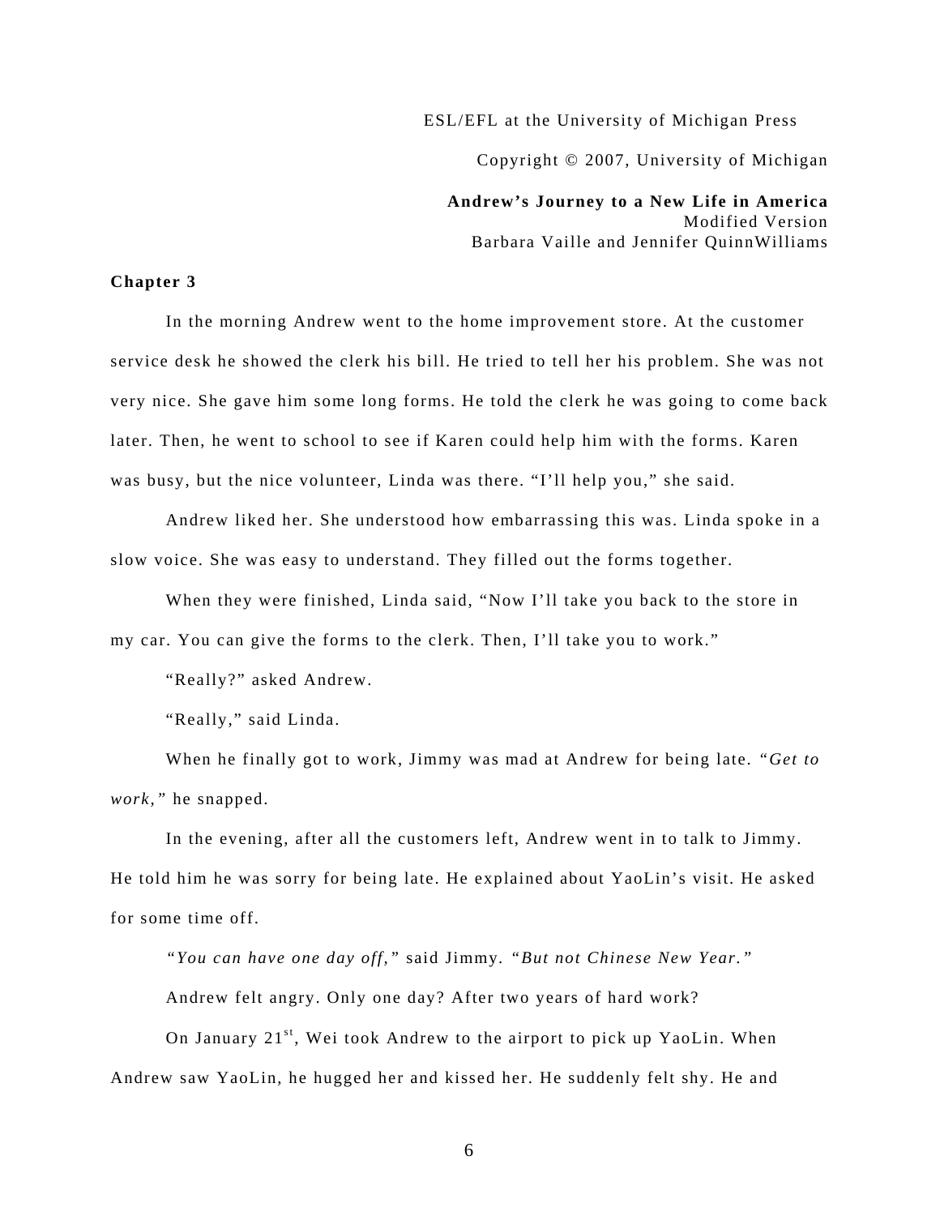ESL/EFL at the University of Michigan Press

Copyright © 2007, University of Michigan

**Andrew's Journey to a New Life in America**
Modified Version
Barbara Vaille and Jennifer QuinnWilliams

**Chapter 3**

In the morning Andrew went to the home improvement store. At the customer service desk he showed the clerk his bill. He tried to tell her his problem. She was not very nice. She gave him some long forms. He told the clerk he was going to come back later. Then, he went to school to see if Karen could help him with the forms. Karen was busy, but the nice volunteer, Linda was there. "I'll help you," she said.

Andrew liked her. She understood how embarrassing this was. Linda spoke in a slow voice. She was easy to understand. They filled out the forms together.

When they were finished, Linda said, "Now I'll take you back to the store in my car. You can give the forms to the clerk. Then, I'll take you to work."

"Really?" asked Andrew.

"Really," said Linda.

When he finally got to work, Jimmy was mad at Andrew for being late. *"Get to work,"* he snapped.

In the evening, after all the customers left, Andrew went in to talk to Jimmy. He told him he was sorry for being late. He explained about YaoLin's visit. He asked for some time off.

*"You can have one day off,"* said Jimmy. *"But not Chinese New Year."*

Andrew felt angry. Only one day? After two years of hard work?

On January 21st, Wei took Andrew to the airport to pick up YaoLin. When Andrew saw YaoLin, he hugged her and kissed her. He suddenly felt shy. He and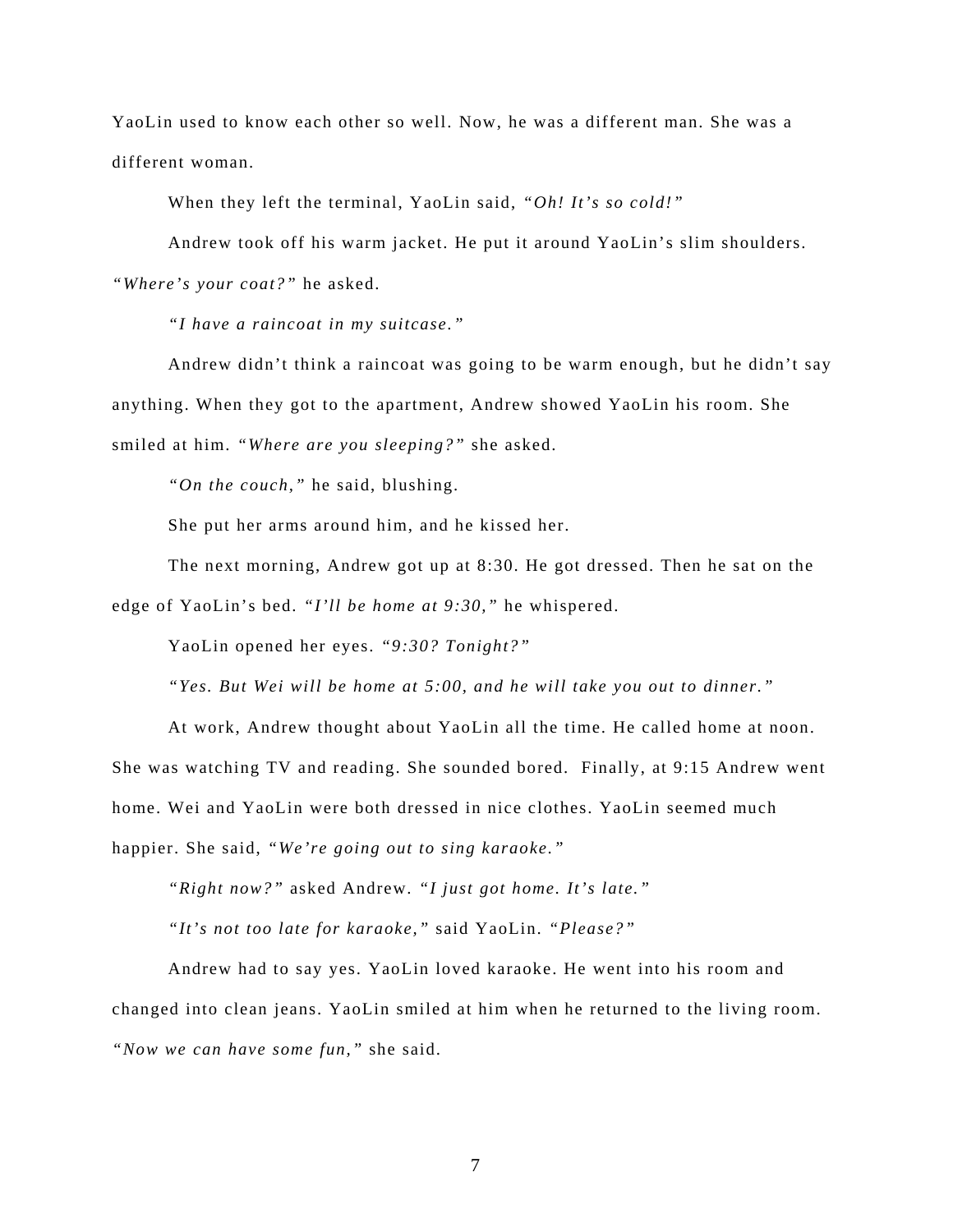YaoLin used to know each other so well. Now, he was a different man. She was a different woman.

When they left the terminal, YaoLin said, *"Oh! It's so cold!"*

Andrew took off his warm jacket. He put it around YaoLin's slim shoulders. *"Where's your coat?"* he asked.

*"I have a raincoat in my suitcase."*

Andrew didn't think a raincoat was going to be warm enough, but he didn't say anything. When they got to the apartment, Andrew showed YaoLin his room. She smiled at him. *"Where are you sleeping?"* she asked.

*"On the couch,"* he said, blushing.

She put her arms around him, and he kissed her.

The next morning, Andrew got up at 8:30. He got dressed. Then he sat on the edge of YaoLin's bed. *"I'll be home at 9:30,"* he whispered.

YaoLin opened her eyes. *"9:30? Tonight?"*

*"Yes. But Wei will be home at 5:00, and he will take you out to dinner."*

At work, Andrew thought about YaoLin all the time. He called home at noon. She was watching TV and reading. She sounded bored. Finally, at 9:15 Andrew went home. Wei and YaoLin were both dressed in nice clothes. YaoLin seemed much happier. She said, *"We're going out to sing karaoke."*

*"Right now?"* asked Andrew. *"I just got home. It's late."*

*"It's not too late for karaoke,"* said YaoLin. *"Please?"*

Andrew had to say yes. YaoLin loved karaoke. He went into his room and changed into clean jeans. YaoLin smiled at him when he returned to the living room. *"Now we can have some fun,"* she said.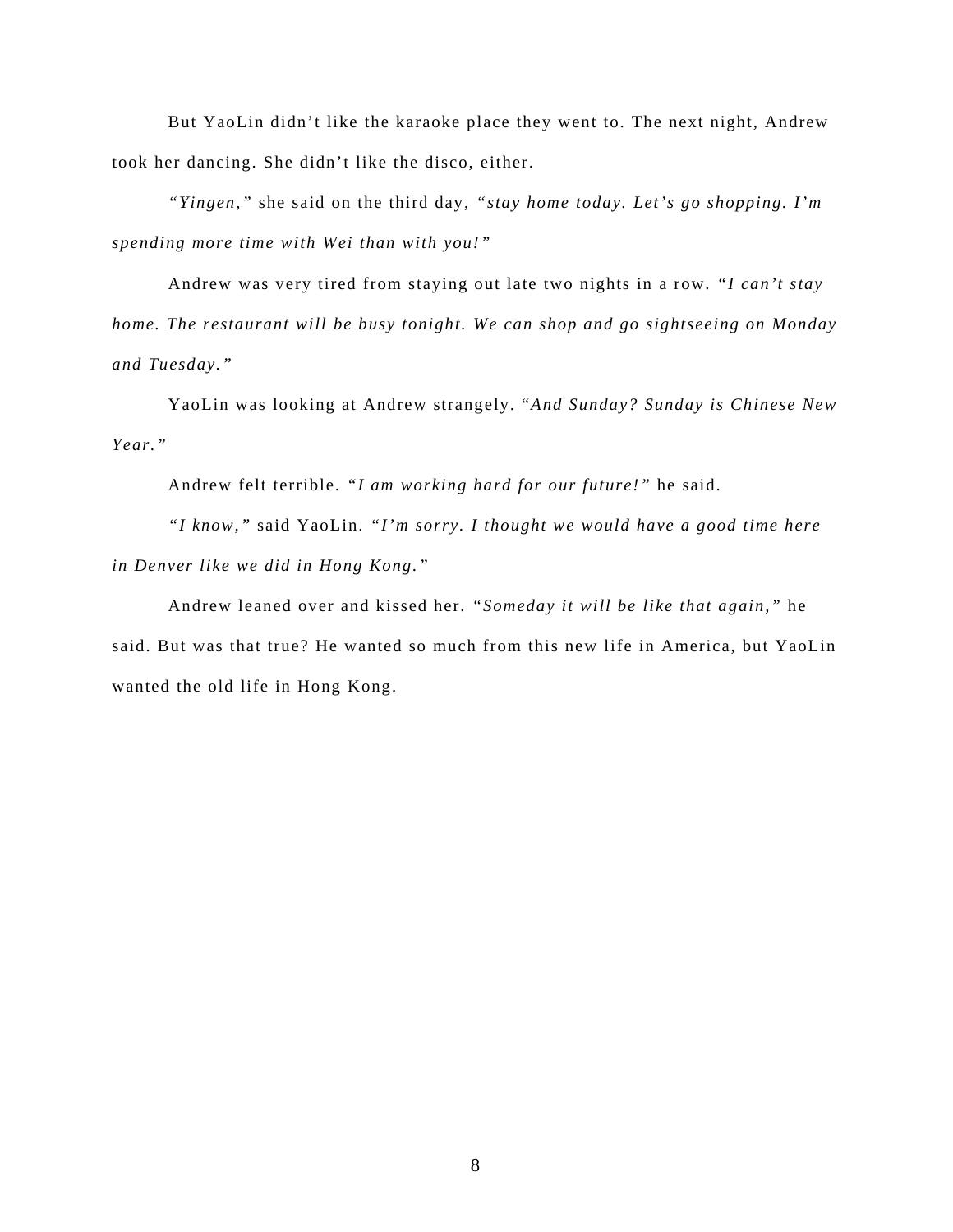But YaoLin didn't like the karaoke place they went to. The next night, Andrew took her dancing. She didn't like the disco, either.

*"Yingen,"* she said on the third day, *"stay home today. Let's go shopping. I'm spending more time with Wei than with you!"*

Andrew was very tired from staying out late two nights in a row. *"I can't stay home. The restaurant will be busy tonight. We can shop and go sightseeing on Monday and Tuesday."*

YaoLin was looking at Andrew strangely. *"And Sunday? Sunday is Chinese New Year."*

Andrew felt terrible. *"I am working hard for our future!"* he said.

*"I know,"* said YaoLin. *"I'm sorry. I thought we would have a good time here in Denver like we did in Hong Kong."*

Andrew leaned over and kissed her. *"Someday it will be like that again,"* he said. But was that true? He wanted so much from this new life in America, but YaoLin wanted the old life in Hong Kong.